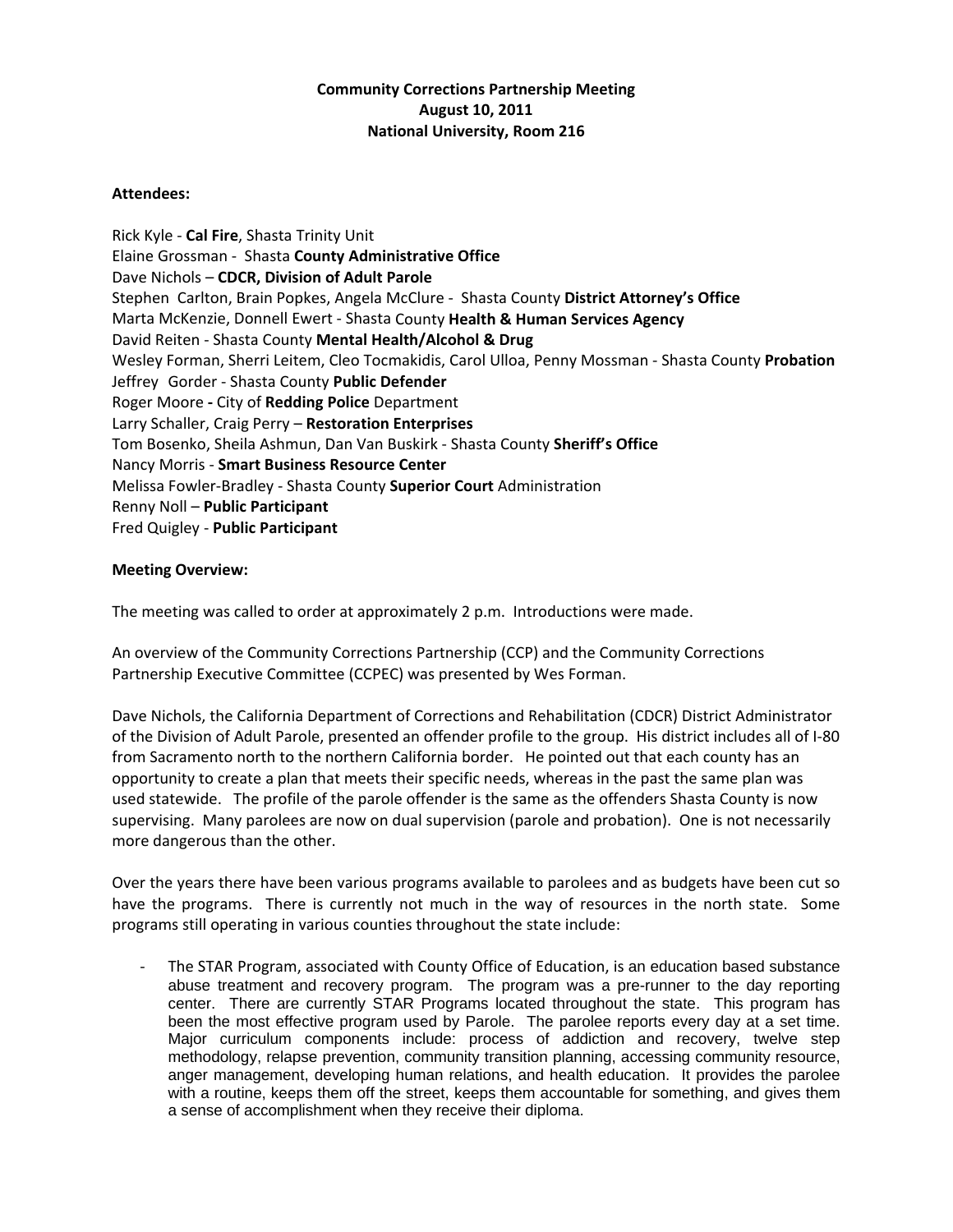**Community Corrections Partnership Meeting**
**August 10, 2011**
**National University, Room 216**

**Attendees:**

Rick Kyle - **Cal Fire**, Shasta Trinity Unit
Elaine Grossman - Shasta **County Administrative Office**
Dave Nichols – **CDCR, Division of Adult Parole**
Stephen Carlton, Brain Popkes, Angela McClure - Shasta County **District Attorney's Office**
Marta McKenzie, Donnell Ewert - Shasta County **Health & Human Services Agency**
David Reiten - Shasta County **Mental Health/Alcohol & Drug**
Wesley Forman, Sherri Leitem, Cleo Tocmakidis, Carol Ulloa, Penny Mossman - Shasta County **Probation**
Jeffrey Gorder - Shasta County **Public Defender**
Roger Moore **-** City of **Redding Police** Department
Larry Schaller, Craig Perry – **Restoration Enterprises**
Tom Bosenko, Sheila Ashmun, Dan Van Buskirk - Shasta County **Sheriff's Office**
Nancy Morris - **Smart Business Resource Center**
Melissa Fowler-Bradley - Shasta County **Superior Court** Administration
Renny Noll – **Public Participant**
Fred Quigley - **Public Participant**

**Meeting Overview:**

The meeting was called to order at approximately 2 p.m. Introductions were made.

An overview of the Community Corrections Partnership (CCP) and the Community Corrections Partnership Executive Committee (CCPEC) was presented by Wes Forman.

Dave Nichols, the California Department of Corrections and Rehabilitation (CDCR) District Administrator of the Division of Adult Parole, presented an offender profile to the group. His district includes all of I-80 from Sacramento north to the northern California border. He pointed out that each county has an opportunity to create a plan that meets their specific needs, whereas in the past the same plan was used statewide. The profile of the parole offender is the same as the offenders Shasta County is now supervising. Many parolees are now on dual supervision (parole and probation). One is not necessarily more dangerous than the other.

Over the years there have been various programs available to parolees and as budgets have been cut so have the programs. There is currently not much in the way of resources in the north state. Some programs still operating in various counties throughout the state include:

- The STAR Program, associated with County Office of Education, is an education based substance abuse treatment and recovery program. The program was a pre-runner to the day reporting center. There are currently STAR Programs located throughout the state. This program has been the most effective program used by Parole. The parolee reports every day at a set time. Major curriculum components include: process of addiction and recovery, twelve step methodology, relapse prevention, community transition planning, accessing community resource, anger management, developing human relations, and health education. It provides the parolee with a routine, keeps them off the street, keeps them accountable for something, and gives them a sense of accomplishment when they receive their diploma.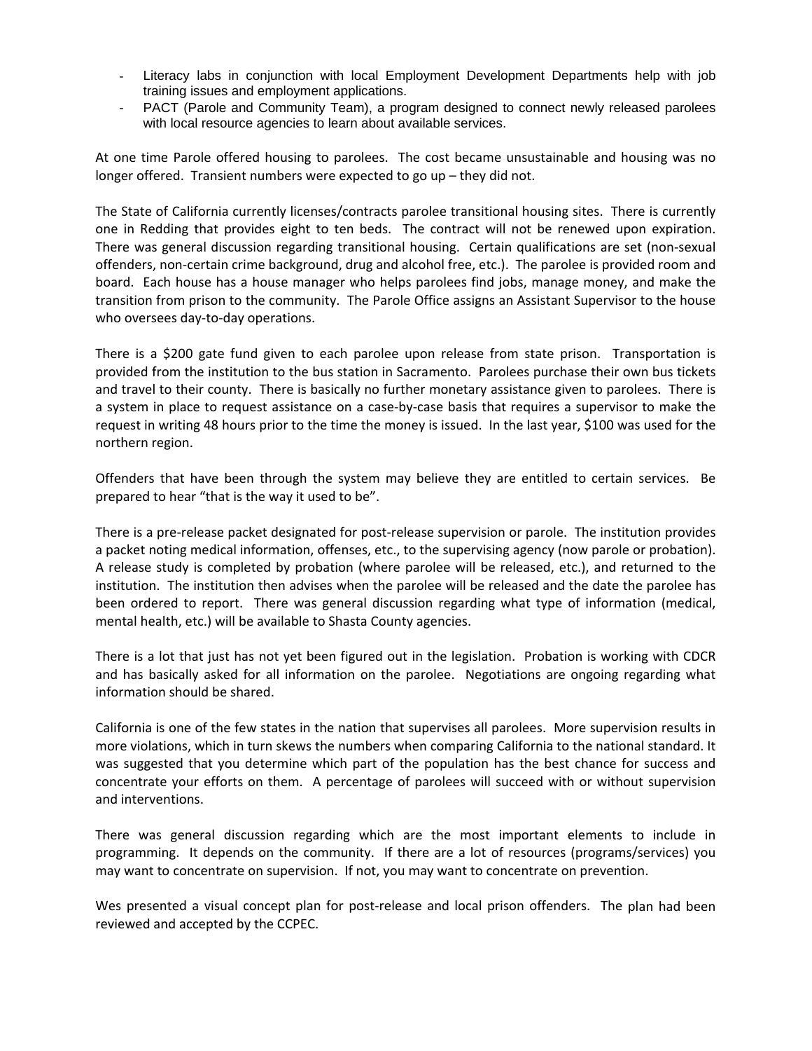- Literacy labs in conjunction with local Employment Development Departments help with job training issues and employment applications.
- PACT (Parole and Community Team), a program designed to connect newly released parolees with local resource agencies to learn about available services.

At one time Parole offered housing to parolees. The cost became unsustainable and housing was no longer offered. Transient numbers were expected to go up – they did not.

The State of California currently licenses/contracts parolee transitional housing sites. There is currently one in Redding that provides eight to ten beds. The contract will not be renewed upon expiration. There was general discussion regarding transitional housing. Certain qualifications are set (non-sexual offenders, non-certain crime background, drug and alcohol free, etc.). The parolee is provided room and board. Each house has a house manager who helps parolees find jobs, manage money, and make the transition from prison to the community. The Parole Office assigns an Assistant Supervisor to the house who oversees day-to-day operations.

There is a $200 gate fund given to each parolee upon release from state prison. Transportation is provided from the institution to the bus station in Sacramento. Parolees purchase their own bus tickets and travel to their county. There is basically no further monetary assistance given to parolees. There is a system in place to request assistance on a case-by-case basis that requires a supervisor to make the request in writing 48 hours prior to the time the money is issued. In the last year, $100 was used for the northern region.

Offenders that have been through the system may believe they are entitled to certain services. Be prepared to hear "that is the way it used to be".

There is a pre-release packet designated for post-release supervision or parole. The institution provides a packet noting medical information, offenses, etc., to the supervising agency (now parole or probation). A release study is completed by probation (where parolee will be released, etc.), and returned to the institution. The institution then advises when the parolee will be released and the date the parolee has been ordered to report. There was general discussion regarding what type of information (medical, mental health, etc.) will be available to Shasta County agencies.

There is a lot that just has not yet been figured out in the legislation. Probation is working with CDCR and has basically asked for all information on the parolee. Negotiations are ongoing regarding what information should be shared.

California is one of the few states in the nation that supervises all parolees. More supervision results in more violations, which in turn skews the numbers when comparing California to the national standard. It was suggested that you determine which part of the population has the best chance for success and concentrate your efforts on them. A percentage of parolees will succeed with or without supervision and interventions.

There was general discussion regarding which are the most important elements to include in programming. It depends on the community. If there are a lot of resources (programs/services) you may want to concentrate on supervision. If not, you may want to concentrate on prevention.

Wes presented a visual concept plan for post-release and local prison offenders. The plan had been reviewed and accepted by the CCPEC.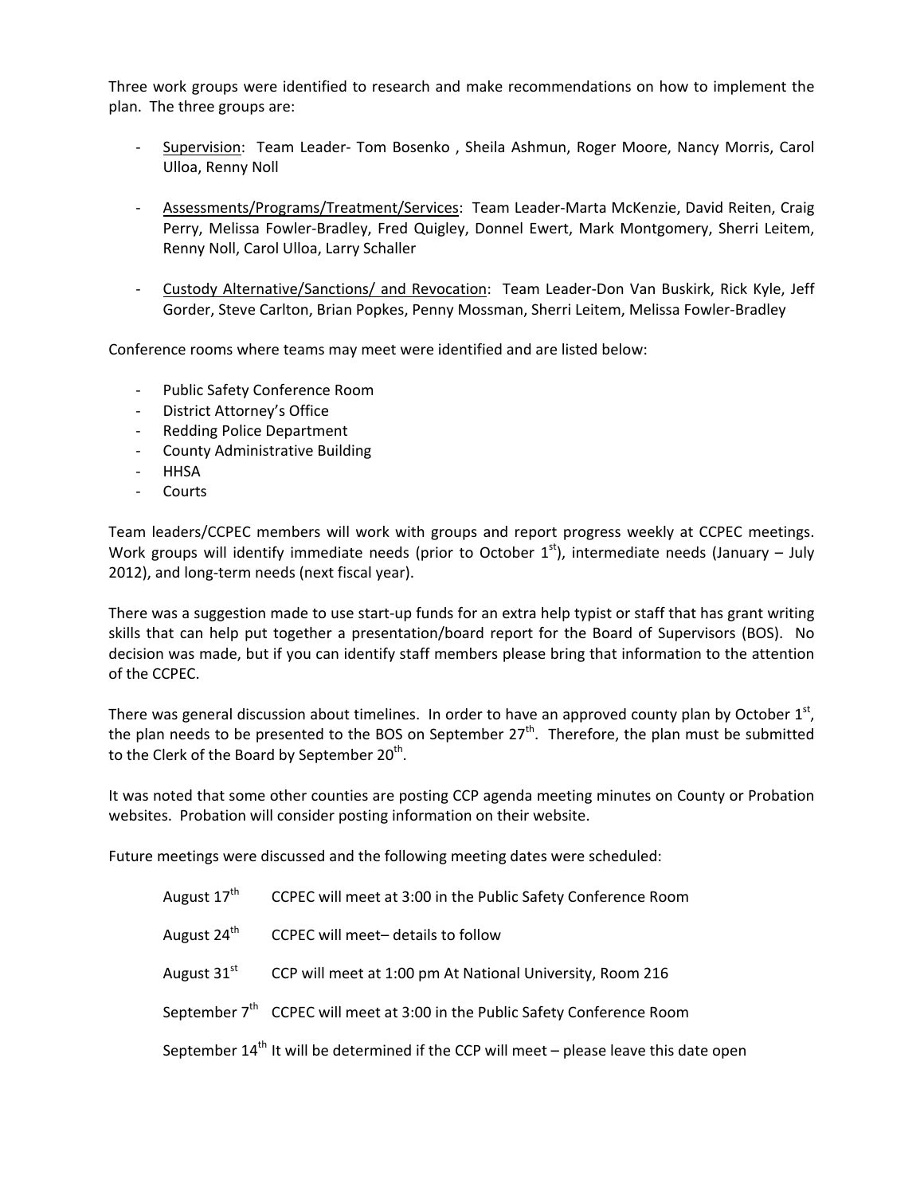Three work groups were identified to research and make recommendations on how to implement the plan. The three groups are:

- Supervision: Team Leader- Tom Bosenko , Sheila Ashmun, Roger Moore, Nancy Morris, Carol Ulloa, Renny Noll
- Assessments/Programs/Treatment/Services: Team Leader-Marta McKenzie, David Reiten, Craig Perry, Melissa Fowler-Bradley, Fred Quigley, Donnel Ewert, Mark Montgomery, Sherri Leitem, Renny Noll, Carol Ulloa, Larry Schaller
- Custody Alternative/Sanctions/ and Revocation: Team Leader-Don Van Buskirk, Rick Kyle, Jeff Gorder, Steve Carlton, Brian Popkes, Penny Mossman, Sherri Leitem, Melissa Fowler-Bradley

Conference rooms where teams may meet were identified and are listed below:

- Public Safety Conference Room
- District Attorney's Office
- Redding Police Department
- County Administrative Building
- HHSA
- Courts

Team leaders/CCPEC members will work with groups and report progress weekly at CCPEC meetings. Work groups will identify immediate needs (prior to October 1st), intermediate needs (January – July 2012), and long-term needs (next fiscal year).

There was a suggestion made to use start-up funds for an extra help typist or staff that has grant writing skills that can help put together a presentation/board report for the Board of Supervisors (BOS). No decision was made, but if you can identify staff members please bring that information to the attention of the CCPEC.

There was general discussion about timelines. In order to have an approved county plan by October 1st, the plan needs to be presented to the BOS on September 27th. Therefore, the plan must be submitted to the Clerk of the Board by September 20th.

It was noted that some other counties are posting CCP agenda meeting minutes on County or Probation websites. Probation will consider posting information on their website.

Future meetings were discussed and the following meeting dates were scheduled:

August 17th CCPEC will meet at 3:00 in the Public Safety Conference Room

August 24th CCPEC will meet– details to follow

August 31st CCP will meet at 1:00 pm At National University, Room 216

September 7th CCPEC will meet at 3:00 in the Public Safety Conference Room

September 14th It will be determined if the CCP will meet – please leave this date open